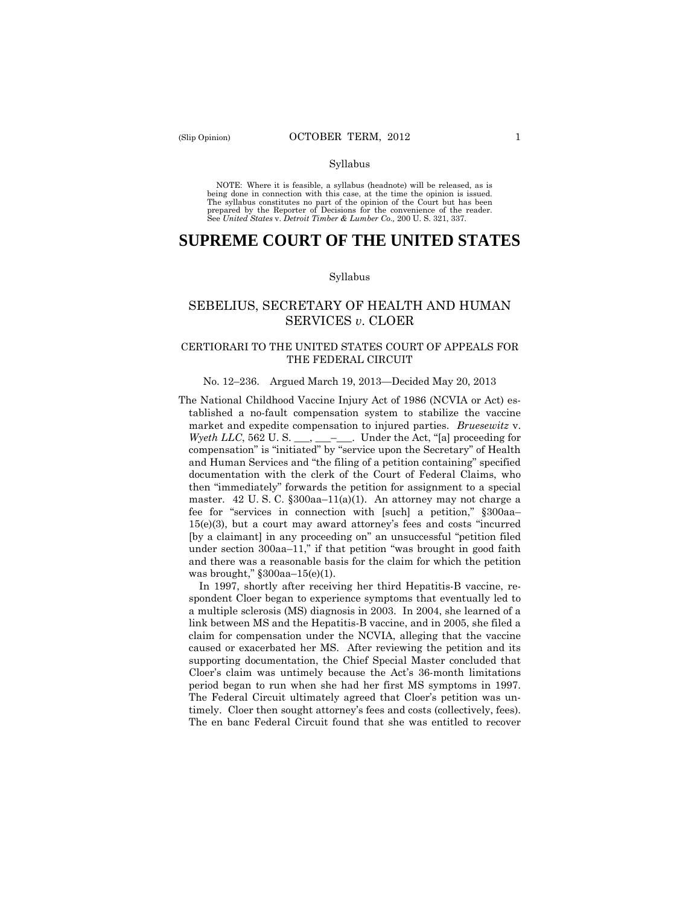Syllabus

NOTE: Where it is feasible, a syllabus (headnote) will be released, as is being done in connection with this case, at the time the opinion is issued. The syllabus constitutes no part of the opinion of the Court but has been prepared by the Reporter of Decisions for the convenience of the reader. See *United States* v. *Detroit Timber & Lumber Co.,* 200 U. S. 321, 337.

# SUPREME COURT OF THE UNITED STATES

Syllabus

## SEBELIUS, SECRETARY OF HEALTH AND HUMAN SERVICES *v*. CLOER

### CERTIORARI TO THE UNITED STATES COURT OF APPEALS FOR THE FEDERAL CIRCUIT

No. 12–236. Argued March 19, 2013—Decided May 20, 2013

The National Childhood Vaccine Injury Act of 1986 (NCVIA or Act) established a no-fault compensation system to stabilize the vaccine market and expedite compensation to injured parties. *Bruesewitz* v. *Wyeth LLC*, 562 U. S. ___, ___–___. Under the Act, "[a] proceeding for compensation" is "initiated" by "service upon the Secretary" of Health and Human Services and "the filing of a petition containing" specified documentation with the clerk of the Court of Federal Claims, who then "immediately" forwards the petition for assignment to a special master. 42 U. S. C. §300aa–11(a)(1). An attorney may not charge a fee for "services in connection with [such] a petition," §300aa–15(e)(3), but a court may award attorney's fees and costs "incurred [by a claimant] in any proceeding on" an unsuccessful "petition filed under section 300aa–11," if that petition "was brought in good faith and there was a reasonable basis for the claim for which the petition was brought," §300aa–15(e)(1).

In 1997, shortly after receiving her third Hepatitis-B vaccine, respondent Cloer began to experience symptoms that eventually led to a multiple sclerosis (MS) diagnosis in 2003. In 2004, she learned of a link between MS and the Hepatitis-B vaccine, and in 2005, she filed a claim for compensation under the NCVIA, alleging that the vaccine caused or exacerbated her MS. After reviewing the petition and its supporting documentation, the Chief Special Master concluded that Cloer's claim was untimely because the Act's 36-month limitations period began to run when she had her first MS symptoms in 1997. The Federal Circuit ultimately agreed that Cloer's petition was untimely. Cloer then sought attorney's fees and costs (collectively, fees). The en banc Federal Circuit found that she was entitled to recover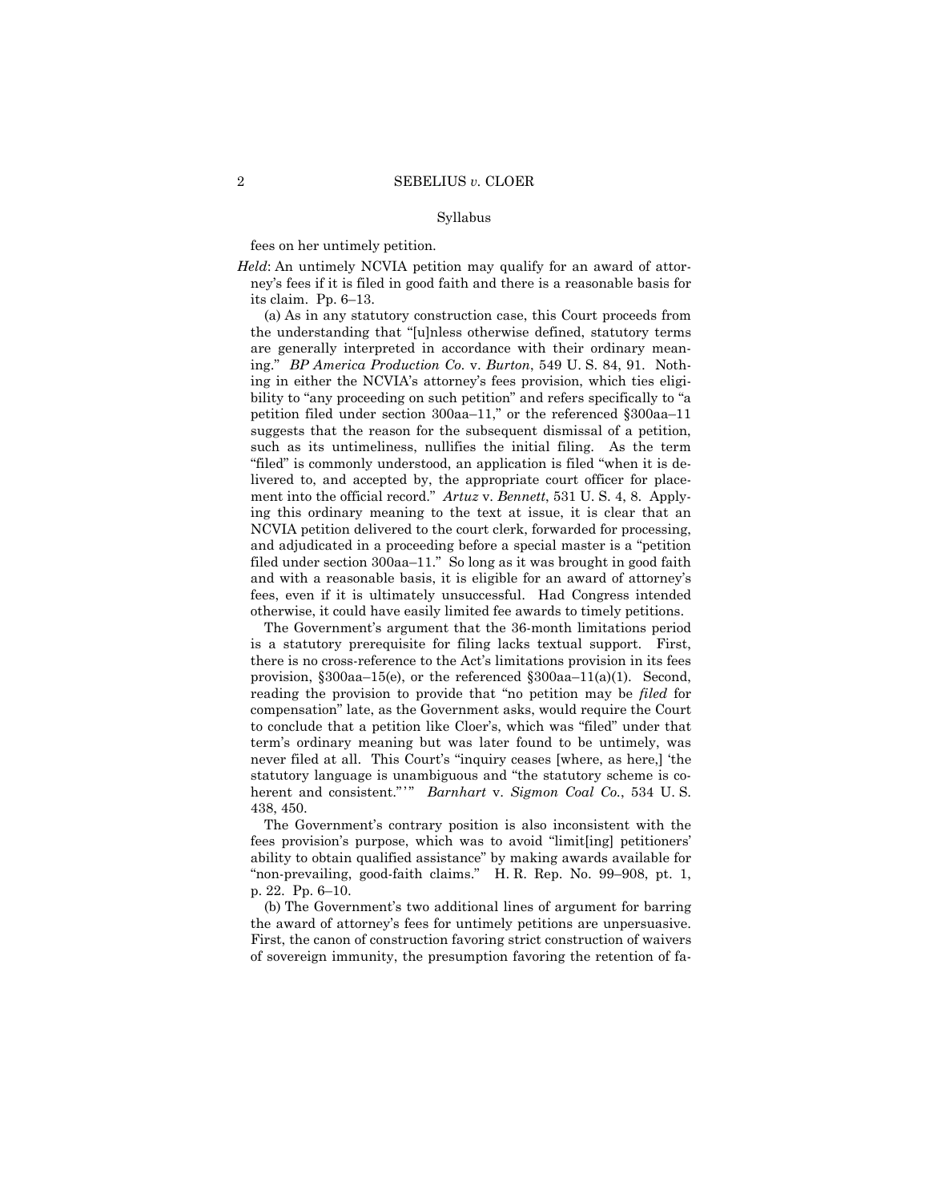fees on her untimely petition.

*Held*: An untimely NCVIA petition may qualify for an award of attorney's fees if it is filed in good faith and there is a reasonable basis for its claim. Pp. 6–13.

(a) As in any statutory construction case, this Court proceeds from the understanding that "[u]nless otherwise defined, statutory terms are generally interpreted in accordance with their ordinary meaning." *BP America Production Co.* v. *Burton*, 549 U. S. 84, 91. Nothing in either the NCVIA's attorney's fees provision, which ties eligibility to "any proceeding on such petition" and refers specifically to "a petition filed under section 300aa–11," or the referenced §300aa–11 suggests that the reason for the subsequent dismissal of a petition, such as its untimeliness, nullifies the initial filing. As the term "filed" is commonly understood, an application is filed "when it is delivered to, and accepted by, the appropriate court officer for placement into the official record." *Artuz* v. *Bennett*, 531 U. S. 4, 8. Applying this ordinary meaning to the text at issue, it is clear that an NCVIA petition delivered to the court clerk, forwarded for processing, and adjudicated in a proceeding before a special master is a "petition filed under section 300aa–11." So long as it was brought in good faith and with a reasonable basis, it is eligible for an award of attorney's fees, even if it is ultimately unsuccessful. Had Congress intended otherwise, it could have easily limited fee awards to timely petitions.

The Government's argument that the 36-month limitations period is a statutory prerequisite for filing lacks textual support. First, there is no cross-reference to the Act's limitations provision in its fees provision, §300aa–15(e), or the referenced §300aa–11(a)(1). Second, reading the provision to provide that "no petition may be *filed* for compensation" late, as the Government asks, would require the Court to conclude that a petition like Cloer's, which was "filed" under that term's ordinary meaning but was later found to be untimely, was never filed at all. This Court's "inquiry ceases [where, as here,] 'the statutory language is unambiguous and "the statutory scheme is coherent and consistent."'" *Barnhart* v. *Sigmon Coal Co.*, 534 U. S. 438, 450.

The Government's contrary position is also inconsistent with the fees provision's purpose, which was to avoid "limit[ing] petitioners' ability to obtain qualified assistance" by making awards available for "non-prevailing, good-faith claims." H. R. Rep. No. 99–908, pt. 1, p. 22. Pp. 6–10.

(b) The Government's two additional lines of argument for barring the award of attorney's fees for untimely petitions are unpersuasive. First, the canon of construction favoring strict construction of waivers of sovereign immunity, the presumption favoring the retention of fa-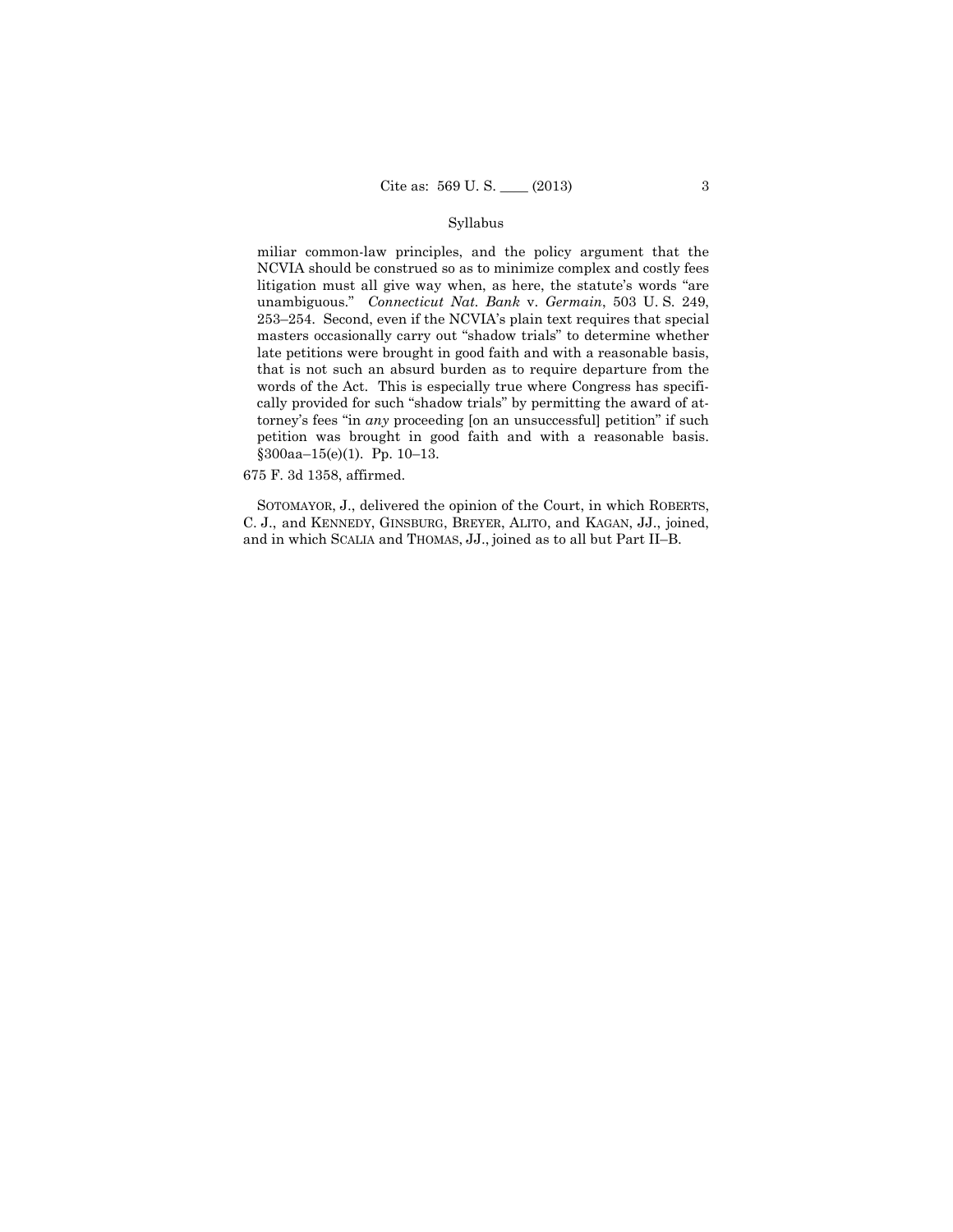miliar common-law principles, and the policy argument that the NCVIA should be construed so as to minimize complex and costly fees litigation must all give way when, as here, the statute's words "are unambiguous." *Connecticut Nat. Bank* v. *Germain*, 503 U. S. 249, 253–254. Second, even if the NCVIA's plain text requires that special masters occasionally carry out "shadow trials" to determine whether late petitions were brought in good faith and with a reasonable basis, that is not such an absurd burden as to require departure from the words of the Act. This is especially true where Congress has specifically provided for such "shadow trials" by permitting the award of attorney's fees "in *any* proceeding [on an unsuccessful] petition" if such petition was brought in good faith and with a reasonable basis. §300aa–15(e)(1). Pp. 10–13.

675 F. 3d 1358, affirmed.

SOTOMAYOR, J., delivered the opinion of the Court, in which ROBERTS, C. J., and KENNEDY, GINSBURG, BREYER, ALITO, and KAGAN, JJ., joined, and in which SCALIA and THOMAS, JJ., joined as to all but Part II–B.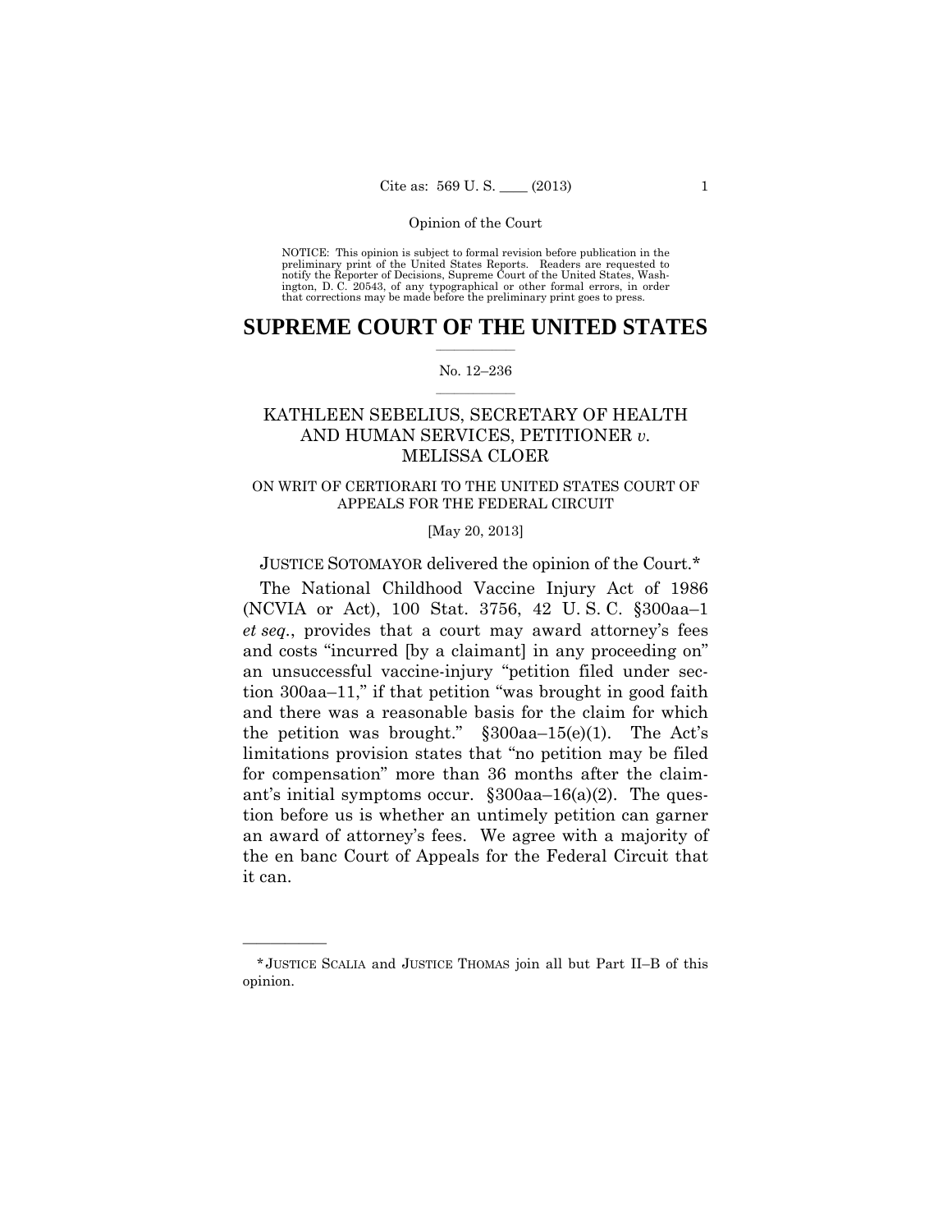Opinion of the Court

NOTICE: This opinion is subject to formal revision before publication in the preliminary print of the United States Reports. Readers are requested to notify the Reporter of Decisions, Supreme Court of the United States, Washington, D. C. 20543, of any typographical or other formal errors, in order that corrections may be made before the preliminary print goes to press.

# SUPREME COURT OF THE UNITED STATES

No. 12–236

## KATHLEEN SEBELIUS, SECRETARY OF HEALTH AND HUMAN SERVICES, PETITIONER *v.* MELISSA CLOER

ON WRIT OF CERTIORARI TO THE UNITED STATES COURT OF APPEALS FOR THE FEDERAL CIRCUIT

[May 20, 2013]

JUSTICE SOTOMAYOR delivered the opinion of the Court.*

The National Childhood Vaccine Injury Act of 1986 (NCVIA or Act), 100 Stat. 3756, 42 U. S. C. §300aa–1 *et seq*., provides that a court may award attorney's fees and costs "incurred [by a claimant] in any proceeding on" an unsuccessful vaccine-injury "petition filed under section 300aa–11," if that petition "was brought in good faith and there was a reasonable basis for the claim for which the petition was brought." §300aa–15(e)(1). The Act's limitations provision states that "no petition may be filed for compensation" more than 36 months after the claimant's initial symptoms occur. §300aa–16(a)(2). The question before us is whether an untimely petition can garner an award of attorney's fees. We agree with a majority of the en banc Court of Appeals for the Federal Circuit that it can.

---

*JUSTICE SCALIA and JUSTICE THOMAS join all but Part II–B of this opinion.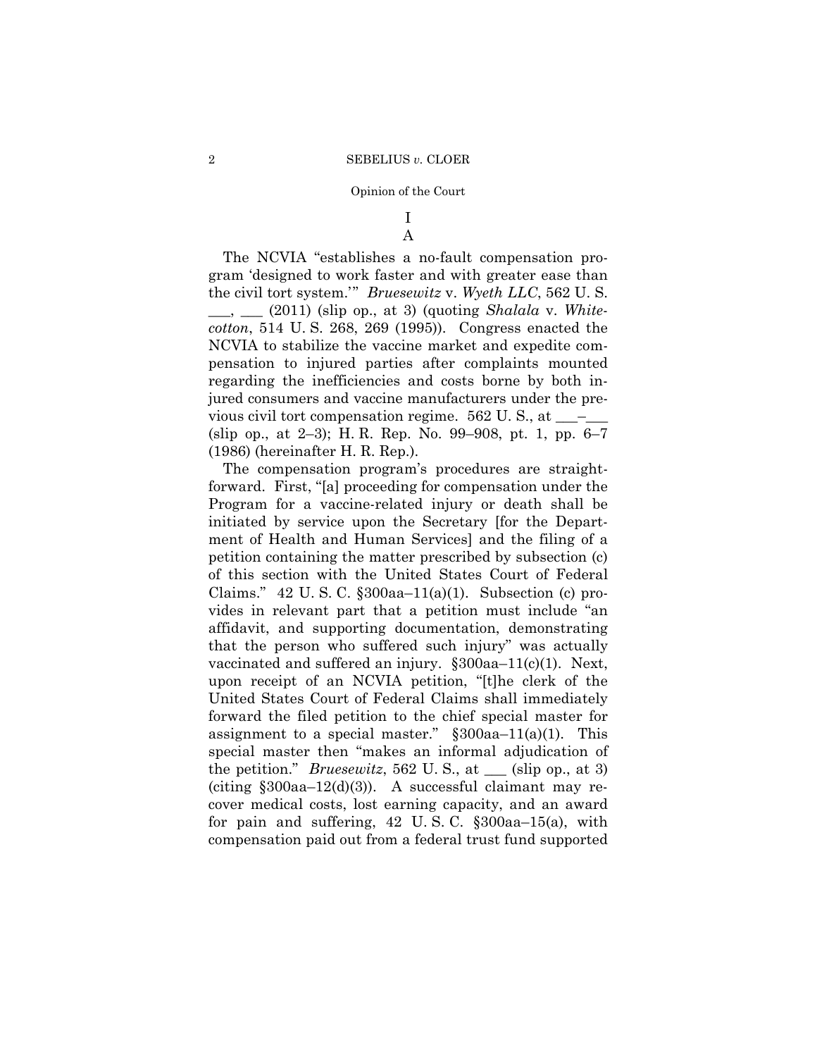# I

## A

The NCVIA "establishes a no-fault compensation program 'designed to work faster and with greater ease than the civil tort system.'" *Bruesewitz* v. *Wyeth LLC*, 562 U. S. ___, ___ (2011) (slip op., at 3) (quoting *Shalala* v. *Whitecotton*, 514 U. S. 268, 269 (1995)). Congress enacted the NCVIA to stabilize the vaccine market and expedite compensation to injured parties after complaints mounted regarding the inefficiencies and costs borne by both injured consumers and vaccine manufacturers under the previous civil tort compensation regime. 562 U. S., at ___–___ (slip op., at 2–3); H. R. Rep. No. 99–908, pt. 1, pp. 6–7 (1986) (hereinafter H. R. Rep.).

The compensation program's procedures are straightforward. First, "[a] proceeding for compensation under the Program for a vaccine-related injury or death shall be initiated by service upon the Secretary [for the Department of Health and Human Services] and the filing of a petition containing the matter prescribed by subsection (c) of this section with the United States Court of Federal Claims." 42 U. S. C. §300aa–11(a)(1). Subsection (c) provides in relevant part that a petition must include "an affidavit, and supporting documentation, demonstrating that the person who suffered such injury" was actually vaccinated and suffered an injury. §300aa–11(c)(1). Next, upon receipt of an NCVIA petition, "[t]he clerk of the United States Court of Federal Claims shall immediately forward the filed petition to the chief special master for assignment to a special master." §300aa–11(a)(1). This special master then "makes an informal adjudication of the petition." *Bruesewitz*, 562 U. S., at ___ (slip op., at 3) (citing §300aa–12(d)(3)). A successful claimant may recover medical costs, lost earning capacity, and an award for pain and suffering, 42 U. S. C. §300aa–15(a), with compensation paid out from a federal trust fund supported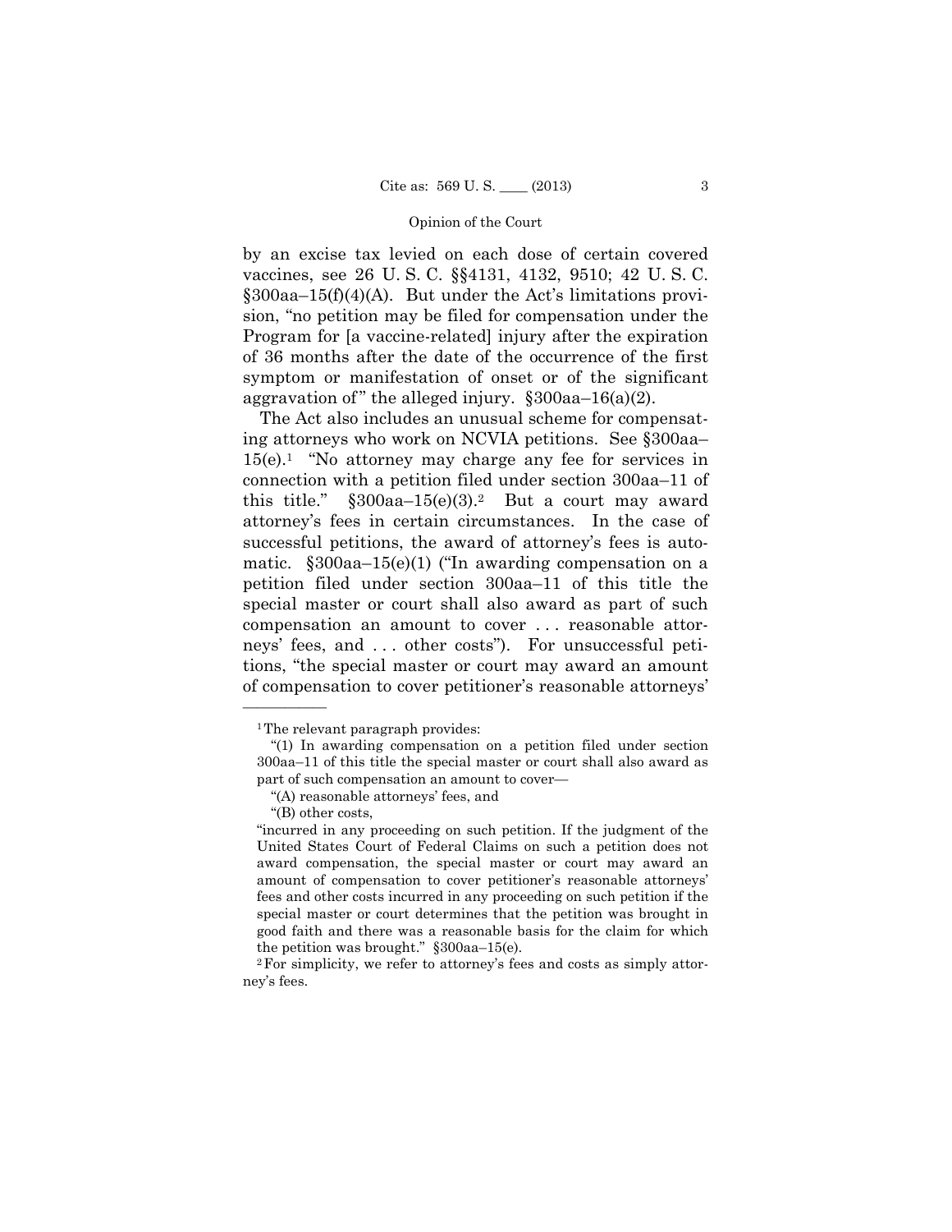by an excise tax levied on each dose of certain covered vaccines, see 26 U. S. C. §§4131, 4132, 9510; 42 U. S. C. §300aa–15(f)(4)(A). But under the Act's limitations provision, "no petition may be filed for compensation under the Program for [a vaccine-related] injury after the expiration of 36 months after the date of the occurrence of the first symptom or manifestation of onset or of the significant aggravation of" the alleged injury. §300aa–16(a)(2).

The Act also includes an unusual scheme for compensating attorneys who work on NCVIA petitions. See §300aa–15(e).[1] "No attorney may charge any fee for services in connection with a petition filed under section 300aa–11 of this title." §300aa–15(e)(3).[2] But a court may award attorney's fees in certain circumstances. In the case of successful petitions, the award of attorney's fees is automatic. §300aa–15(e)(1) ("In awarding compensation on a petition filed under section 300aa–11 of this title the special master or court shall also award as part of such compensation an amount to cover . . . reasonable attorneys' fees, and . . . other costs"). For unsuccessful petitions, "the special master or court may award an amount of compensation to cover petitioner's reasonable attorneys'

---

[1] The relevant paragraph provides:

"(1) In awarding compensation on a petition filed under section 300aa–11 of this title the special master or court shall also award as part of such compensation an amount to cover—

"(A) reasonable attorneys' fees, and

"(B) other costs,

"incurred in any proceeding on such petition. If the judgment of the United States Court of Federal Claims on such a petition does not award compensation, the special master or court may award an amount of compensation to cover petitioner's reasonable attorneys' fees and other costs incurred in any proceeding on such petition if the special master or court determines that the petition was brought in good faith and there was a reasonable basis for the claim for which the petition was brought." §300aa–15(e).

[2] For simplicity, we refer to attorney's fees and costs as simply attorney's fees.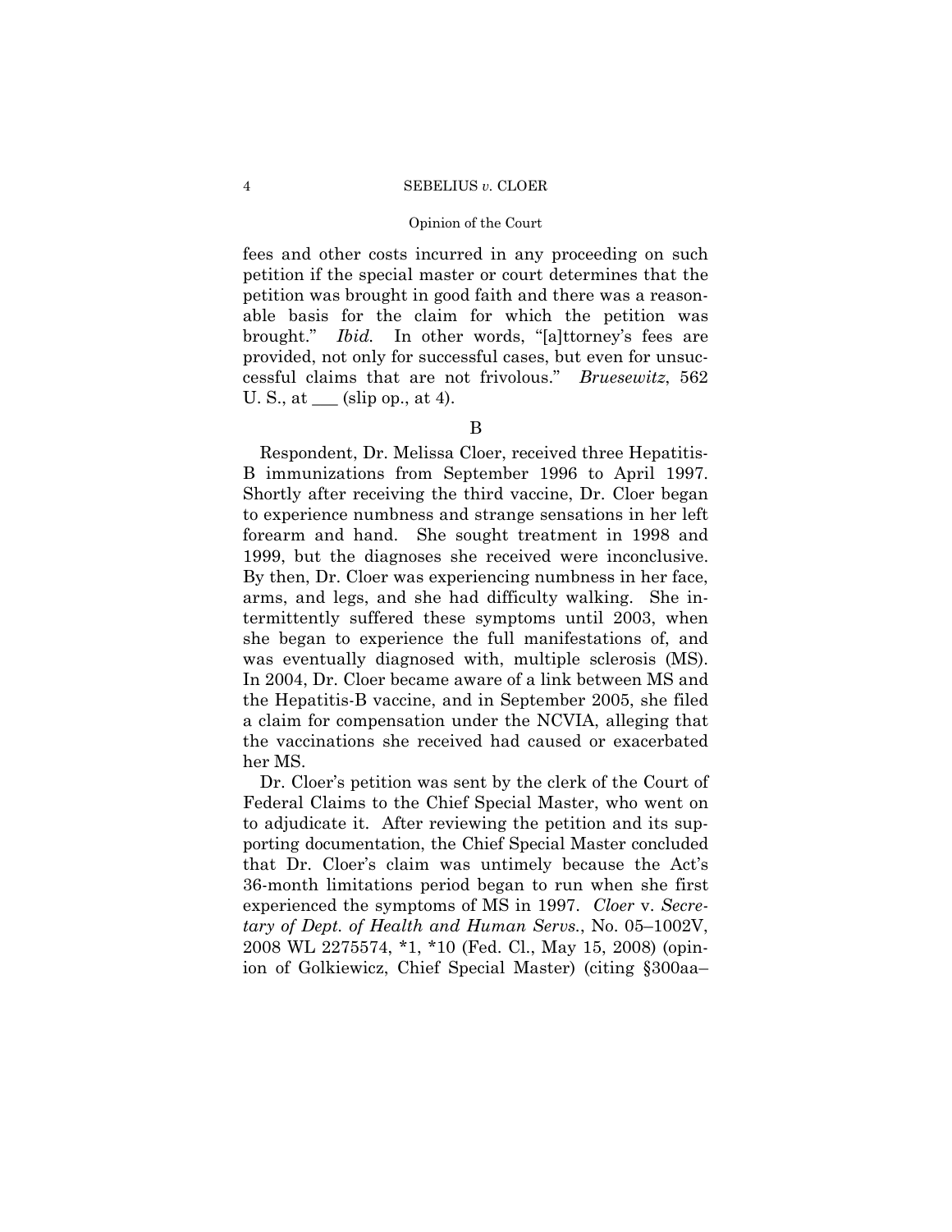fees and other costs incurred in any proceeding on such petition if the special master or court determines that the petition was brought in good faith and there was a reasonable basis for the claim for which the petition was brought." *Ibid.* In other words, "[a]ttorney's fees are provided, not only for successful cases, but even for unsuccessful claims that are not frivolous." *Bruesewitz*, 562 U. S., at ___ (slip op., at 4).

B

Respondent, Dr. Melissa Cloer, received three Hepatitis-B immunizations from September 1996 to April 1997. Shortly after receiving the third vaccine, Dr. Cloer began to experience numbness and strange sensations in her left forearm and hand. She sought treatment in 1998 and 1999, but the diagnoses she received were inconclusive. By then, Dr. Cloer was experiencing numbness in her face, arms, and legs, and she had difficulty walking. She intermittently suffered these symptoms until 2003, when she began to experience the full manifestations of, and was eventually diagnosed with, multiple sclerosis (MS). In 2004, Dr. Cloer became aware of a link between MS and the Hepatitis-B vaccine, and in September 2005, she filed a claim for compensation under the NCVIA, alleging that the vaccinations she received had caused or exacerbated her MS.

Dr. Cloer's petition was sent by the clerk of the Court of Federal Claims to the Chief Special Master, who went on to adjudicate it. After reviewing the petition and its supporting documentation, the Chief Special Master concluded that Dr. Cloer's claim was untimely because the Act's 36-month limitations period began to run when she first experienced the symptoms of MS in 1997. *Cloer* v. *Secretary of Dept. of Health and Human Servs.*, No. 05–1002V, 2008 WL 2275574, *1, *10 (Fed. Cl., May 15, 2008) (opinion of Golkiewicz, Chief Special Master) (citing §300aa–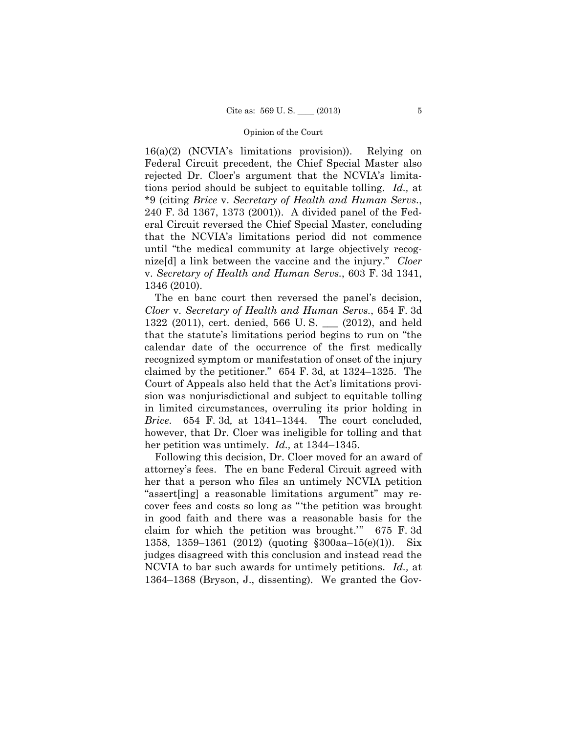16(a)(2) (NCVIA's limitations provision)). Relying on Federal Circuit precedent, the Chief Special Master also rejected Dr. Cloer's argument that the NCVIA's limitations period should be subject to equitable tolling. *Id.,* at *9 (citing *Brice* v. *Secretary of Health and Human Servs.*, 240 F. 3d 1367, 1373 (2001)). A divided panel of the Federal Circuit reversed the Chief Special Master, concluding that the NCVIA's limitations period did not commence until "the medical community at large objectively recognize[d] a link between the vaccine and the injury." *Cloer* v. *Secretary of Health and Human Servs.*, 603 F. 3d 1341, 1346 (2010).

The en banc court then reversed the panel's decision, *Cloer* v. *Secretary of Health and Human Servs.*, 654 F. 3d 1322 (2011), cert. denied, 566 U. S. ___ (2012), and held that the statute's limitations period begins to run on "the calendar date of the occurrence of the first medically recognized symptom or manifestation of onset of the injury claimed by the petitioner." 654 F. 3d*,* at 1324–1325. The Court of Appeals also held that the Act's limitations provision was nonjurisdictional and subject to equitable tolling in limited circumstances, overruling its prior holding in *Brice*. 654 F. 3d*,* at 1341–1344. The court concluded, however, that Dr. Cloer was ineligible for tolling and that her petition was untimely. *Id.,* at 1344–1345.

Following this decision, Dr. Cloer moved for an award of attorney's fees. The en banc Federal Circuit agreed with her that a person who files an untimely NCVIA petition "assert[ing] a reasonable limitations argument" may recover fees and costs so long as "'the petition was brought in good faith and there was a reasonable basis for the claim for which the petition was brought.'" 675 F. 3d 1358, 1359–1361 (2012) (quoting §300aa–15(e)(1)). Six judges disagreed with this conclusion and instead read the NCVIA to bar such awards for untimely petitions. *Id.,* at 1364–1368 (Bryson, J., dissenting). We granted the Gov-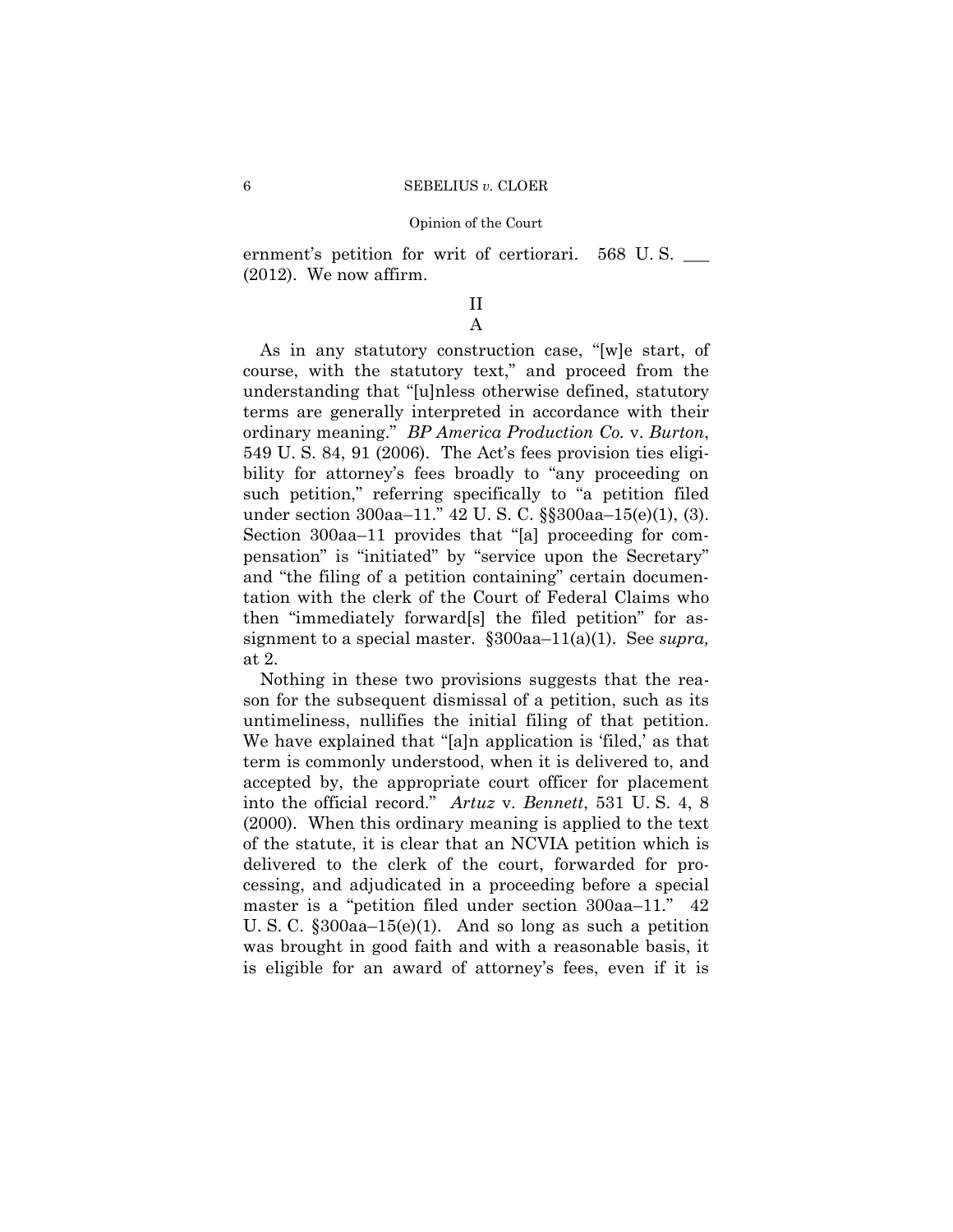ernment's petition for writ of certiorari. 568 U. S. ___ (2012). We now affirm.

## II

### A

As in any statutory construction case, "[w]e start, of course, with the statutory text," and proceed from the understanding that "[u]nless otherwise defined, statutory terms are generally interpreted in accordance with their ordinary meaning." *BP America Production Co.* v. *Burton*, 549 U. S. 84, 91 (2006). The Act's fees provision ties eligibility for attorney's fees broadly to "any proceeding on such petition," referring specifically to "a petition filed under section 300aa–11." 42 U. S. C. §§300aa–15(e)(1), (3). Section 300aa–11 provides that "[a] proceeding for compensation" is "initiated" by "service upon the Secretary" and "the filing of a petition containing" certain documentation with the clerk of the Court of Federal Claims who then "immediately forward[s] the filed petition" for assignment to a special master. §300aa–11(a)(1). See *supra,* at 2.

Nothing in these two provisions suggests that the reason for the subsequent dismissal of a petition, such as its untimeliness, nullifies the initial filing of that petition. We have explained that "[a]n application is 'filed,' as that term is commonly understood, when it is delivered to, and accepted by, the appropriate court officer for placement into the official record." *Artuz* v. *Bennett*, 531 U. S. 4, 8 (2000). When this ordinary meaning is applied to the text of the statute, it is clear that an NCVIA petition which is delivered to the clerk of the court, forwarded for processing, and adjudicated in a proceeding before a special master is a "petition filed under section 300aa–11." 42 U. S. C. §300aa–15(e)(1). And so long as such a petition was brought in good faith and with a reasonable basis, it is eligible for an award of attorney's fees, even if it is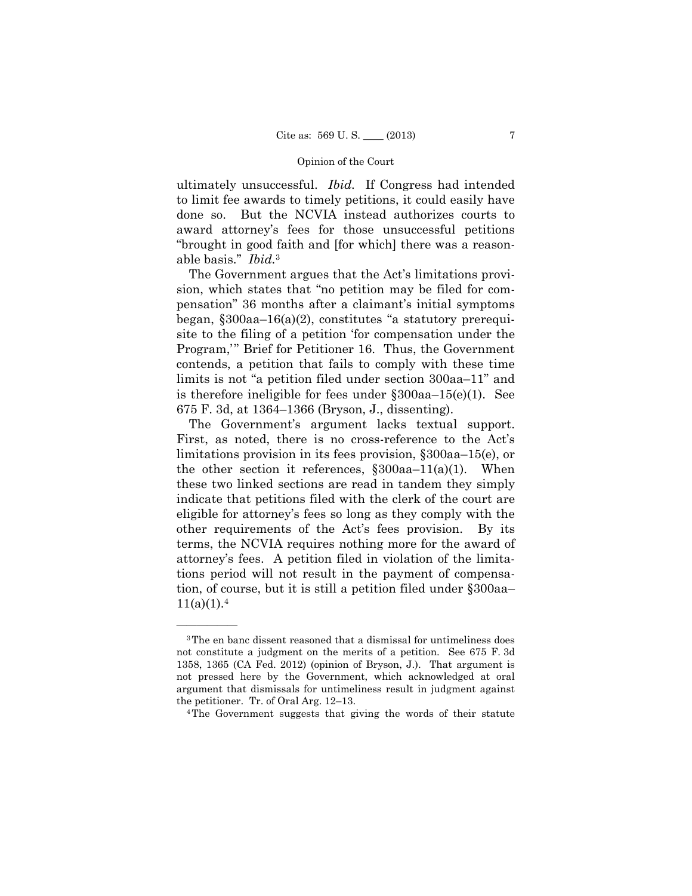ultimately unsuccessful. *Ibid.* If Congress had intended to limit fee awards to timely petitions, it could easily have done so. But the NCVIA instead authorizes courts to award attorney's fees for those unsuccessful petitions "brought in good faith and [for which] there was a reasonable basis." *Ibid.*[3]

The Government argues that the Act's limitations provision, which states that "no petition may be filed for compensation" 36 months after a claimant's initial symptoms began, §300aa–16(a)(2), constitutes "a statutory prerequisite to the filing of a petition 'for compensation under the Program,'" Brief for Petitioner 16. Thus, the Government contends, a petition that fails to comply with these time limits is not "a petition filed under section 300aa–11" and is therefore ineligible for fees under §300aa–15(e)(1). See 675 F. 3d, at 1364–1366 (Bryson, J., dissenting).

The Government's argument lacks textual support. First, as noted, there is no cross-reference to the Act's limitations provision in its fees provision, §300aa–15(e), or the other section it references, §300aa–11(a)(1). When these two linked sections are read in tandem they simply indicate that petitions filed with the clerk of the court are eligible for attorney's fees so long as they comply with the other requirements of the Act's fees provision. By its terms, the NCVIA requires nothing more for the award of attorney's fees. A petition filed in violation of the limitations period will not result in the payment of compensation, of course, but it is still a petition filed under §300aa–11(a)(1).[4]

---

[3] The en banc dissent reasoned that a dismissal for untimeliness does not constitute a judgment on the merits of a petition. See 675 F. 3d 1358, 1365 (CA Fed. 2012) (opinion of Bryson, J.). That argument is not pressed here by the Government, which acknowledged at oral argument that dismissals for untimeliness result in judgment against the petitioner. Tr. of Oral Arg. 12–13.

[4] The Government suggests that giving the words of their statute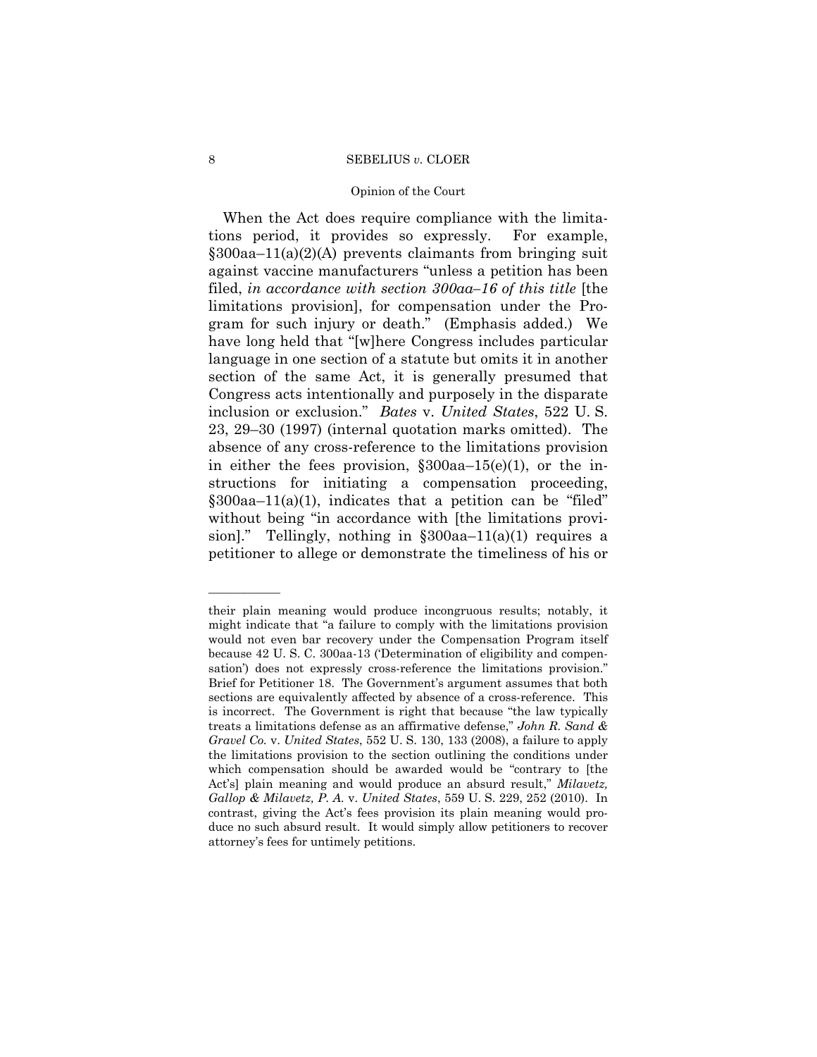When the Act does require compliance with the limitations period, it provides so expressly. For example, §300aa–11(a)(2)(A) prevents claimants from bringing suit against vaccine manufacturers "unless a petition has been filed, *in accordance with section 300aa–16 of this title* [the limitations provision], for compensation under the Program for such injury or death." (Emphasis added.) We have long held that "[w]here Congress includes particular language in one section of a statute but omits it in another section of the same Act, it is generally presumed that Congress acts intentionally and purposely in the disparate inclusion or exclusion." *Bates* v. *United States*, 522 U. S. 23, 29–30 (1997) (internal quotation marks omitted). The absence of any cross-reference to the limitations provision in either the fees provision, §300aa–15(e)(1), or the instructions for initiating a compensation proceeding, §300aa–11(a)(1), indicates that a petition can be "filed" without being "in accordance with [the limitations provision]." Tellingly, nothing in §300aa–11(a)(1) requires a petitioner to allege or demonstrate the timeliness of his or

---

their plain meaning would produce incongruous results; notably, it might indicate that "a failure to comply with the limitations provision would not even bar recovery under the Compensation Program itself because 42 U. S. C. 300aa-13 ('Determination of eligibility and compensation') does not expressly cross-reference the limitations provision." Brief for Petitioner 18. The Government's argument assumes that both sections are equivalently affected by absence of a cross-reference. This is incorrect. The Government is right that because "the law typically treats a limitations defense as an affirmative defense," *John R. Sand & Gravel Co.* v. *United States*, 552 U. S. 130, 133 (2008), a failure to apply the limitations provision to the section outlining the conditions under which compensation should be awarded would be "contrary to [the Act's] plain meaning and would produce an absurd result," *Milavetz, Gallop & Milavetz, P. A.* v. *United States*, 559 U. S. 229, 252 (2010). In contrast, giving the Act's fees provision its plain meaning would produce no such absurd result. It would simply allow petitioners to recover attorney's fees for untimely petitions.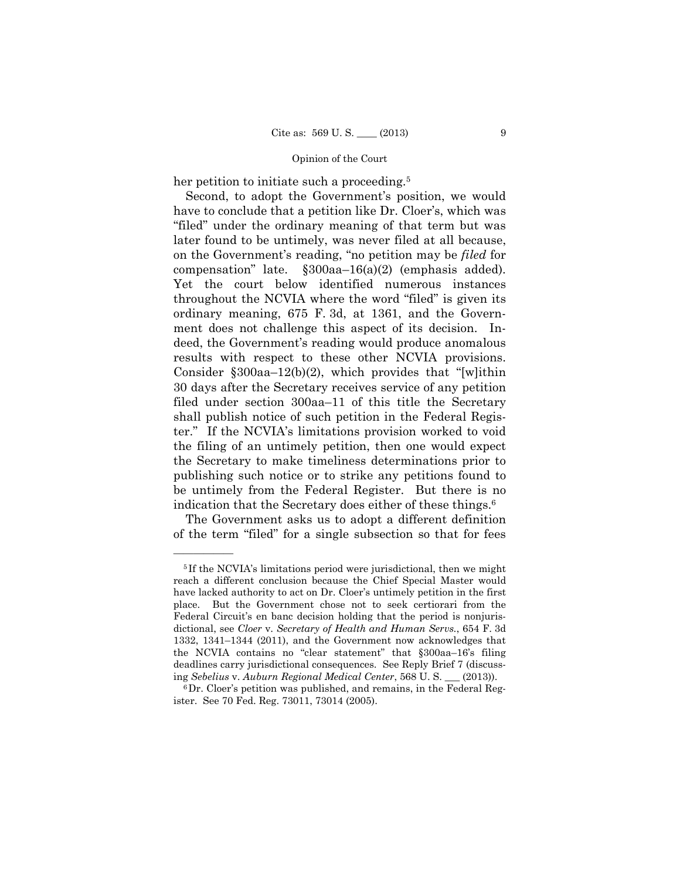her petition to initiate such a proceeding.[5]

Second, to adopt the Government's position, we would have to conclude that a petition like Dr. Cloer's, which was "filed" under the ordinary meaning of that term but was later found to be untimely, was never filed at all because, on the Government's reading, "no petition may be *filed* for compensation" late. §300aa–16(a)(2) (emphasis added). Yet the court below identified numerous instances throughout the NCVIA where the word "filed" is given its ordinary meaning, 675 F. 3d, at 1361, and the Government does not challenge this aspect of its decision. Indeed, the Government's reading would produce anomalous results with respect to these other NCVIA provisions. Consider §300aa–12(b)(2), which provides that "[w]ithin 30 days after the Secretary receives service of any petition filed under section 300aa–11 of this title the Secretary shall publish notice of such petition in the Federal Register." If the NCVIA's limitations provision worked to void the filing of an untimely petition, then one would expect the Secretary to make timeliness determinations prior to publishing such notice or to strike any petitions found to be untimely from the Federal Register. But there is no indication that the Secretary does either of these things.[6]

The Government asks us to adopt a different definition of the term "filed" for a single subsection so that for fees

---

[5] If the NCVIA's limitations period were jurisdictional, then we might reach a different conclusion because the Chief Special Master would have lacked authority to act on Dr. Cloer's untimely petition in the first place. But the Government chose not to seek certiorari from the Federal Circuit's en banc decision holding that the period is nonjurisdictional, see *Cloer* v. *Secretary of Health and Human Servs.*, 654 F. 3d 1332, 1341–1344 (2011), and the Government now acknowledges that the NCVIA contains no "clear statement" that §300aa–16's filing deadlines carry jurisdictional consequences. See Reply Brief 7 (discussing *Sebelius* v. *Auburn Regional Medical Center*, 568 U. S. ___ (2013)).

[6] Dr. Cloer's petition was published, and remains, in the Federal Register. See 70 Fed. Reg. 73011, 73014 (2005).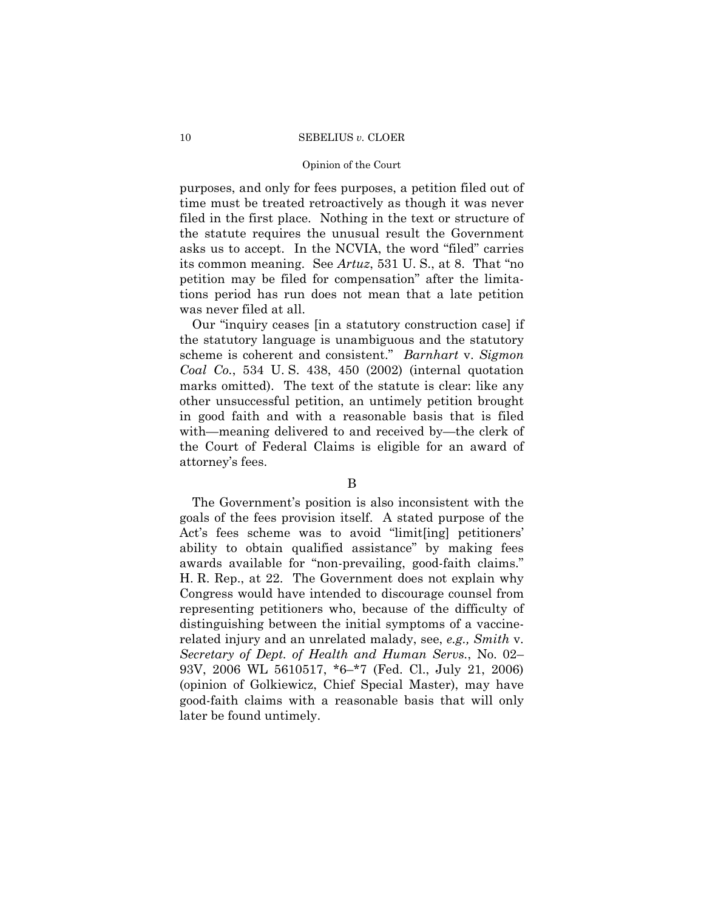purposes, and only for fees purposes, a petition filed out of time must be treated retroactively as though it was never filed in the first place. Nothing in the text or structure of the statute requires the unusual result the Government asks us to accept. In the NCVIA, the word "filed" carries its common meaning. See *Artuz*, 531 U. S., at 8. That "no petition may be filed for compensation" after the limitations period has run does not mean that a late petition was never filed at all.

Our "inquiry ceases [in a statutory construction case] if the statutory language is unambiguous and the statutory scheme is coherent and consistent." *Barnhart* v. *Sigmon Coal Co.*, 534 U. S. 438, 450 (2002) (internal quotation marks omitted). The text of the statute is clear: like any other unsuccessful petition, an untimely petition brought in good faith and with a reasonable basis that is filed with—meaning delivered to and received by—the clerk of the Court of Federal Claims is eligible for an award of attorney's fees.

### B

The Government's position is also inconsistent with the goals of the fees provision itself. A stated purpose of the Act's fees scheme was to avoid "limit[ing] petitioners' ability to obtain qualified assistance" by making fees awards available for "non-prevailing, good-faith claims." H. R. Rep., at 22. The Government does not explain why Congress would have intended to discourage counsel from representing petitioners who, because of the difficulty of distinguishing between the initial symptoms of a vaccine-related injury and an unrelated malady, see, *e.g., Smith* v. *Secretary of Dept. of Health and Human Servs.*, No. 02–93V, 2006 WL 5610517, *6–*7 (Fed. Cl., July 21, 2006) (opinion of Golkiewicz, Chief Special Master), may have good-faith claims with a reasonable basis that will only later be found untimely.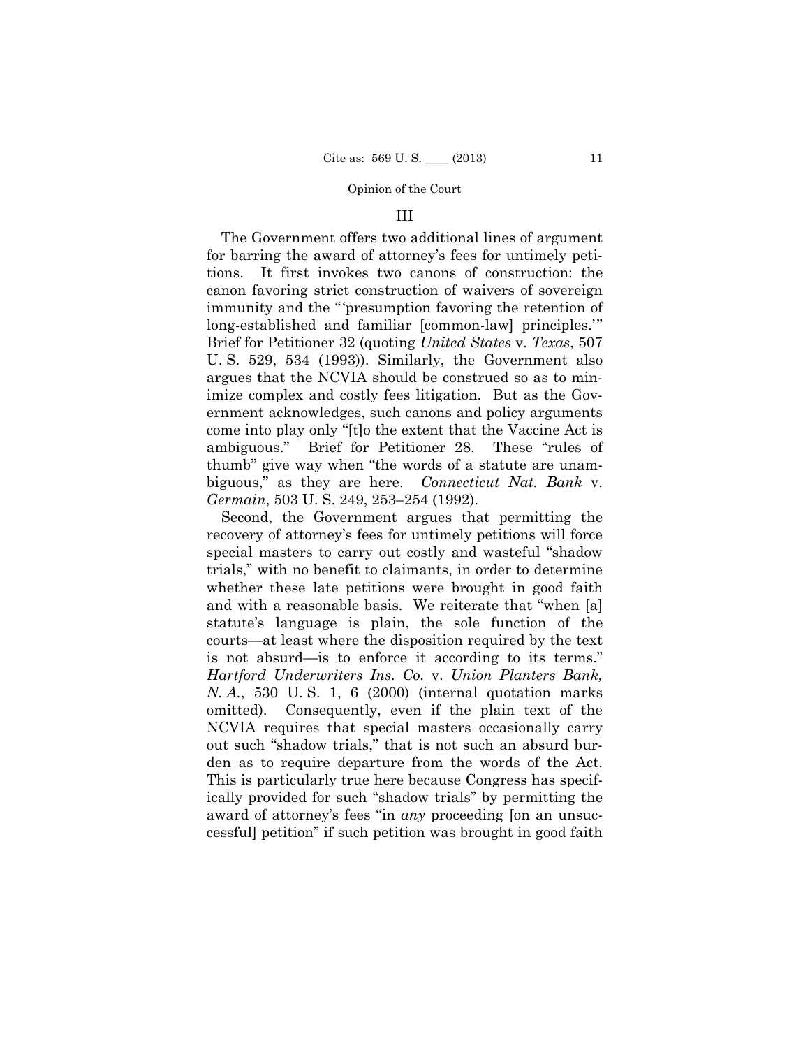### III

The Government offers two additional lines of argument for barring the award of attorney's fees for untimely petitions. It first invokes two canons of construction: the canon favoring strict construction of waivers of sovereign immunity and the "'presumption favoring the retention of long-established and familiar [common-law] principles.'" Brief for Petitioner 32 (quoting *United States* v. *Texas*, 507 U. S. 529, 534 (1993)). Similarly, the Government also argues that the NCVIA should be construed so as to minimize complex and costly fees litigation. But as the Government acknowledges, such canons and policy arguments come into play only "[t]o the extent that the Vaccine Act is ambiguous." Brief for Petitioner 28. These "rules of thumb" give way when "the words of a statute are unambiguous," as they are here. *Connecticut Nat. Bank* v. *Germain*, 503 U. S. 249, 253–254 (1992).

Second, the Government argues that permitting the recovery of attorney's fees for untimely petitions will force special masters to carry out costly and wasteful "shadow trials," with no benefit to claimants, in order to determine whether these late petitions were brought in good faith and with a reasonable basis. We reiterate that "when [a] statute's language is plain, the sole function of the courts—at least where the disposition required by the text is not absurd—is to enforce it according to its terms." *Hartford Underwriters Ins. Co.* v. *Union Planters Bank, N. A.*, 530 U. S. 1, 6 (2000) (internal quotation marks omitted). Consequently, even if the plain text of the NCVIA requires that special masters occasionally carry out such "shadow trials," that is not such an absurd burden as to require departure from the words of the Act. This is particularly true here because Congress has specifically provided for such "shadow trials" by permitting the award of attorney's fees "in *any* proceeding [on an unsuccessful] petition" if such petition was brought in good faith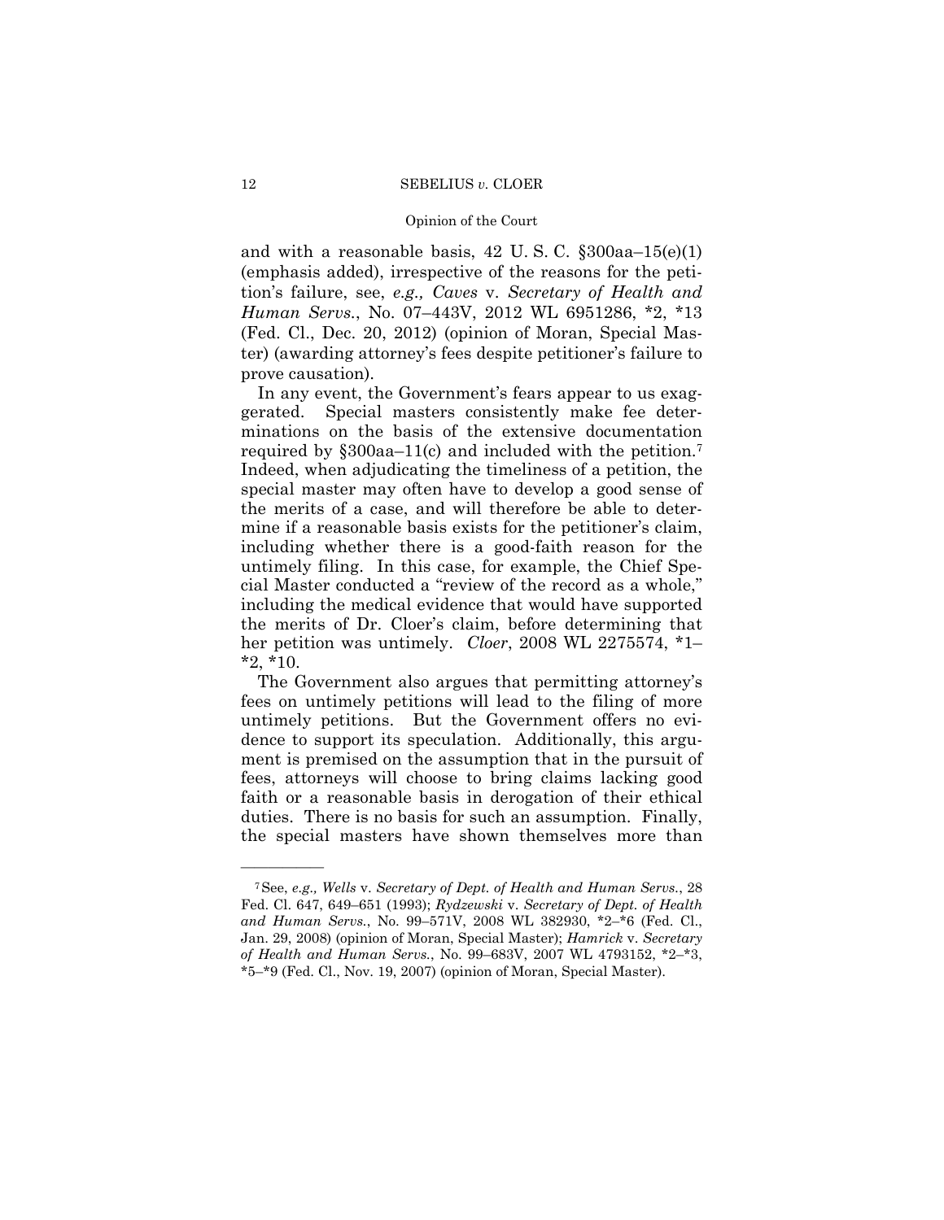and with a reasonable basis, 42 U. S. C. §300aa–15(e)(1) (emphasis added), irrespective of the reasons for the petition's failure, see, *e.g., Caves* v. *Secretary of Health and Human Servs.*, No. 07–443V, 2012 WL 6951286, *2, *13 (Fed. Cl., Dec. 20, 2012) (opinion of Moran, Special Master) (awarding attorney's fees despite petitioner's failure to prove causation).

In any event, the Government's fears appear to us exaggerated. Special masters consistently make fee determinations on the basis of the extensive documentation required by §300aa–11(c) and included with the petition.[7] Indeed, when adjudicating the timeliness of a petition, the special master may often have to develop a good sense of the merits of a case, and will therefore be able to determine if a reasonable basis exists for the petitioner's claim, including whether there is a good-faith reason for the untimely filing. In this case, for example, the Chief Special Master conducted a "review of the record as a whole," including the medical evidence that would have supported the merits of Dr. Cloer's claim, before determining that her petition was untimely. *Cloer*, 2008 WL 2275574, *1–*2, *10.

The Government also argues that permitting attorney's fees on untimely petitions will lead to the filing of more untimely petitions. But the Government offers no evidence to support its speculation. Additionally, this argument is premised on the assumption that in the pursuit of fees, attorneys will choose to bring claims lacking good faith or a reasonable basis in derogation of their ethical duties. There is no basis for such an assumption. Finally, the special masters have shown themselves more than

---

[7] See, *e.g., Wells* v. *Secretary of Dept. of Health and Human Servs.*, 28 Fed. Cl. 647, 649–651 (1993); *Rydzewski* v. *Secretary of Dept. of Health and Human Servs.*, No. 99–571V, 2008 WL 382930, *2–*6 (Fed. Cl., Jan. 29, 2008) (opinion of Moran, Special Master); *Hamrick* v. *Secretary of Health and Human Servs.*, No. 99–683V, 2007 WL 4793152, *2–*3, *5–*9 (Fed. Cl., Nov. 19, 2007) (opinion of Moran, Special Master).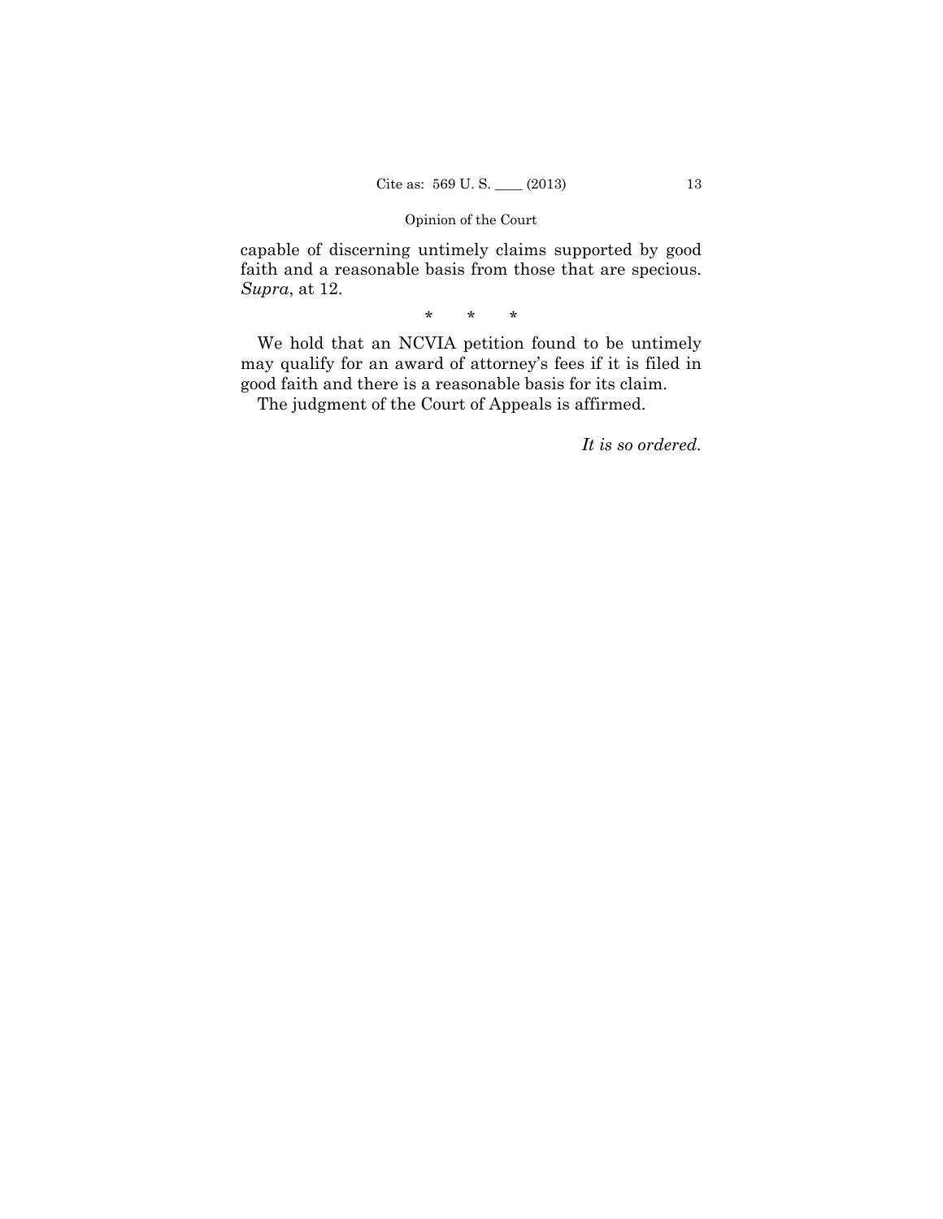capable of discerning untimely claims supported by good faith and a reasonable basis from those that are specious. *Supra*, at 12.

\* \* \*

We hold that an NCVIA petition found to be untimely may qualify for an award of attorney's fees if it is filed in good faith and there is a reasonable basis for its claim.

The judgment of the Court of Appeals is affirmed.

*It is so ordered.*